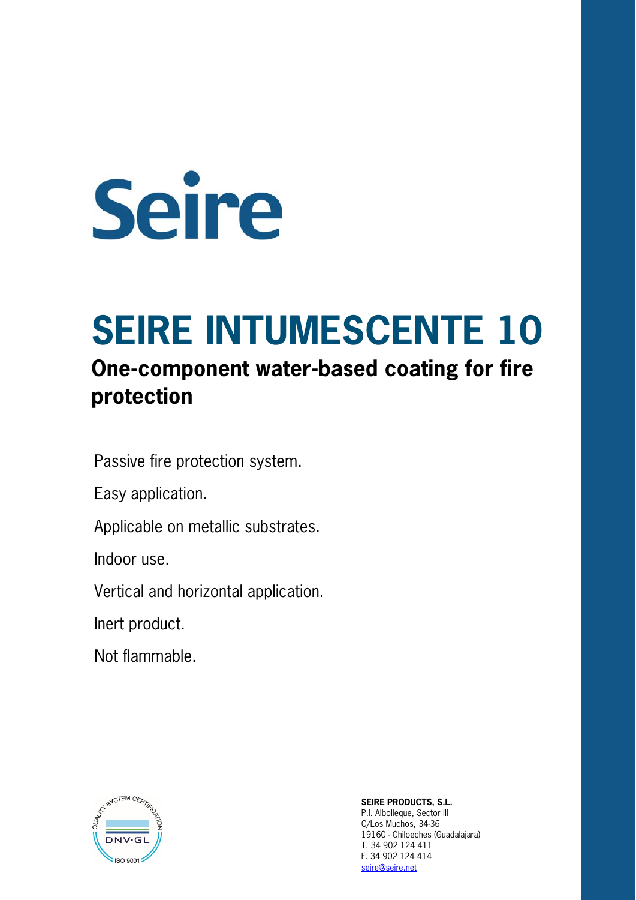Seire

# SEIRE INTUMESCENTE 10

## One-component water-based coating for fire protection

Passive fire protection system.

Easy application.

Applicable on metallic substrates.

Indoor use.

Vertical and horizontal application.

Inert product.

Not flammable.

QUALITY SYSTEM CERTIFICATION
DNV·GL
ISO 9001

**SEIRE PRODUCTS, S.L.**
P.I. Albolleque, Sector III
C/Los Muchos, 34-36
19160 - Chiloeches (Guadalajara)
T. 34 902 124 411
F. 34 902 124 414
seire@seire.net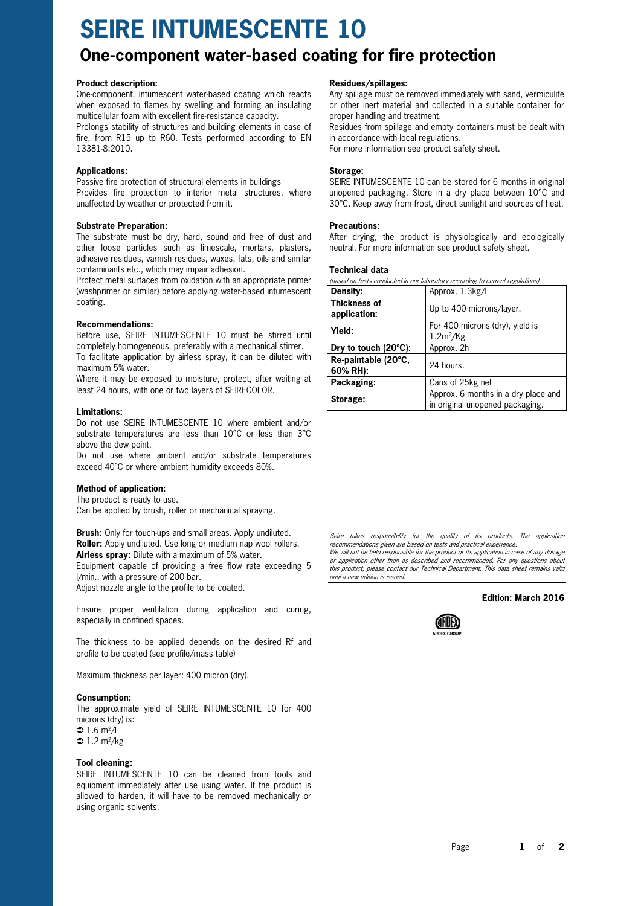# SEIRE INTUMESCENTE 10

## One-component water-based coating for fire protection

**Product description:**

One-component, intumescent water-based coating which reacts when exposed to flames by swelling and forming an insulating multicellular foam with excellent fire-resistance capacity.

Prolongs stability of structures and building elements in case of fire, from R15 up to R60. Tests performed according to EN 13381-8:2010.

**Applications:**

Passive fire protection of structural elements in buildings

Provides fire protection to interior metal structures, where unaffected by weather or protected from it.

**Substrate Preparation:**

The substrate must be dry, hard, sound and free of dust and other loose particles such as limescale, mortars, plasters, adhesive residues, varnish residues, waxes, fats, oils and similar contaminants etc., which may impair adhesion.

Protect metal surfaces from oxidation with an appropriate primer (washprimer or similar) before applying water-based intumescent coating.

**Recommendations:**

Before use, SEIRE INTUMESCENTE 10 must be stirred until completely homogeneous, preferably with a mechanical stirrer.

To facilitate application by airless spray, it can be diluted with maximum 5% water.

Where it may be exposed to moisture, protect, after waiting at least 24 hours, with one or two layers of SEIRECOLOR.

**Limitations:**

Do not use SEIRE INTUMESCENTE 10 where ambient and/or substrate temperatures are less than 10°C or less than 3°C above the dew point.

Do not use where ambient and/or substrate temperatures exceed 40ºC or where ambient humidity exceeds 80%.

**Method of application:**

The product is ready to use.

Can be applied by brush, roller or mechanical spraying.

**Brush:** Only for touch-ups and small areas. Apply undiluted.

**Roller:** Apply undiluted. Use long or medium nap wool rollers.

**Airless spray:** Dilute with a maximum of 5% water.

Equipment capable of providing a free flow rate exceeding 5 l/min., with a pressure of 200 bar.

Adjust nozzle angle to the profile to be coated.

Ensure proper ventilation during application and curing, especially in confined spaces.

The thickness to be applied depends on the desired Rf and profile to be coated (see profile/mass table)

Maximum thickness per layer: 400 micron (dry).

**Consumption:**

The approximate yield of SEIRE INTUMESCENTE 10 for 400 microns (dry) is:

- 1.6 m²/l
- 1.2 m²/kg

**Tool cleaning:**

SEIRE INTUMESCENTE 10 can be cleaned from tools and equipment immediately after use using water. If the product is allowed to harden, it will have to be removed mechanically or using organic solvents.

**Residues/spillages:**

Any spillage must be removed immediately with sand, vermiculite or other inert material and collected in a suitable container for proper handling and treatment.

Residues from spillage and empty containers must be dealt with in accordance with local regulations.

For more information see product safety sheet.

**Storage:**

SEIRE INTUMESCENTE 10 can be stored for 6 months in original unopened packaging. Store in a dry place between 10°C and 30°C. Keep away from frost, direct sunlight and sources of heat.

**Precautions:**

After drying, the product is physiologically and ecologically neutral. For more information see product safety sheet.

**Technical data**

*(based on tests conducted in our laboratory according to current regulations)*

| | |
|---|---|
| **Density:** | Approx. 1.3kg/l |
| **Thickness of application:** | Up to 400 microns/layer. |
| **Yield:** | For 400 microns (dry), yield is 1.2m²/Kg |
| **Dry to touch (20°C):** | Approx. 2h |
| **Re-paintable (20°C, 60% RH):** | 24 hours. |
| **Packaging:** | Cans of 25kg net |
| **Storage:** | Approx. 6 months in a dry place and in original unopened packaging. |

*Seire takes responsibility for the quality of its products. The application recommendations given are based on tests and practical experience.*

*We will not be held responsible for the product or its application in case of any dosage or application other than as described and recommended. For any questions about this product, please contact our Technical Department. This data sheet remains valid until a new edition is issued.*

**Edition: March 2016**

ARDEX GROUP